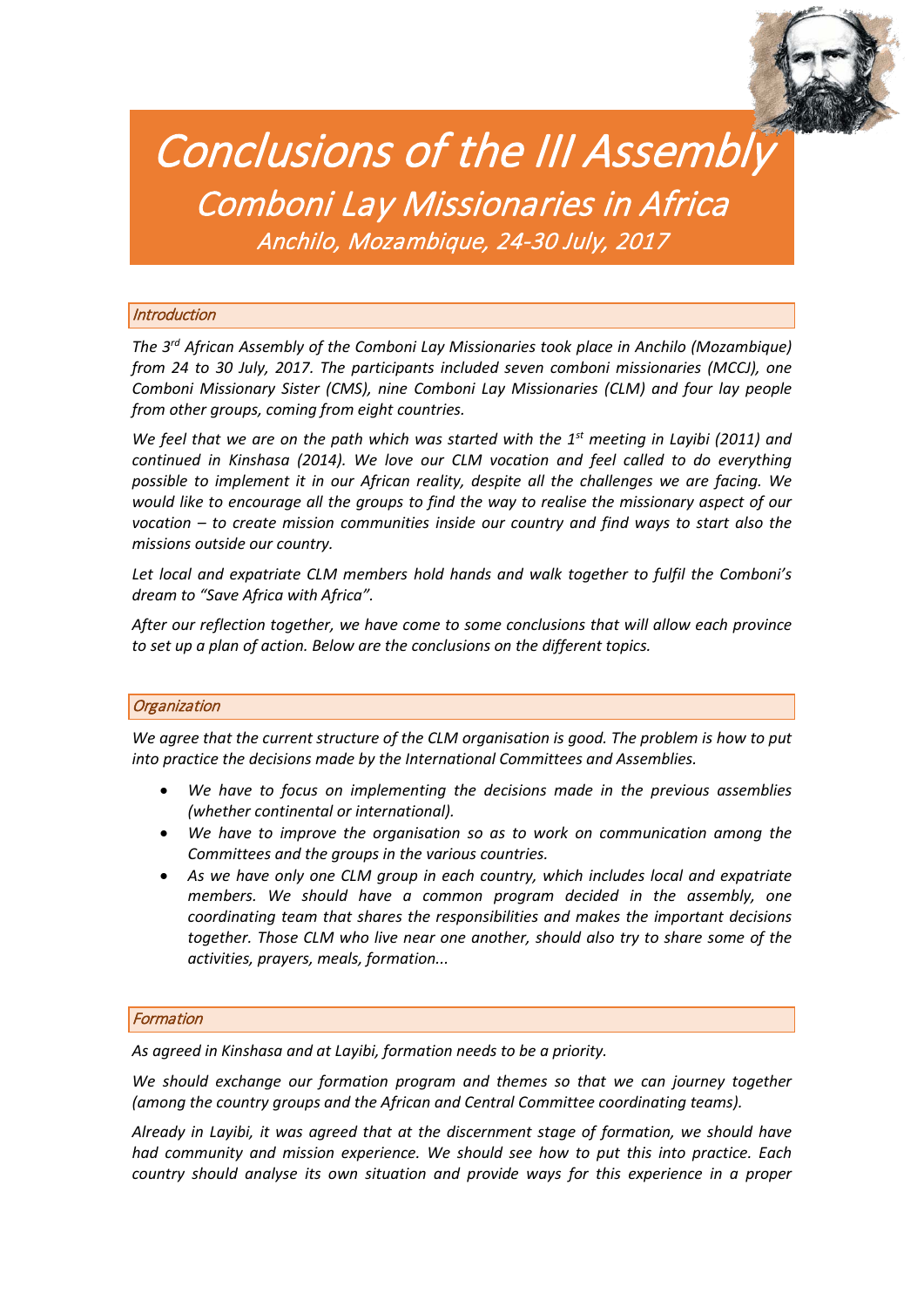# Conclusions of the III Assembly

## Comboni Lay Missionaries in Africa

### Anchilo, Mozambique, 24-30 July, 2017

## Introduction

*The 3rd African Assembly of the Comboni Lay Missionaries took place in Anchilo (Mozambique) from 24 to 30 July, 2017. The participants included seven comboni missionaries (MCCJ), one Comboni Missionary Sister (CMS), nine Comboni Lay Missionaries (CLM) and four lay people from other groups, coming from eight countries.*

*We feel that we are on the path which was started with the 1st meeting in Layibi (2011) and continued in Kinshasa (2014). We love our CLM vocation and feel called to do everything possible to implement it in our African reality, despite all the challenges we are facing. We would like to encourage all the groups to find the way to realise the missionary aspect of our vocation – to create mission communities inside our country and find ways to start also the missions outside our country.*

*Let local and expatriate CLM members hold hands and walk together to fulfil the Comboni's dream to "Save Africa with Africa".*

*After our reflection together, we have come to some conclusions that will allow each province to set up a plan of action. Below are the conclusions on the different topics.*

## Organization

*We agree that the current structure of the CLM organisation is good. The problem is how to put into practice the decisions made by the International Committees and Assemblies.*

- *We have to focus on implementing the decisions made in the previous assemblies (whether continental or international).*
- *We have to improve the organisation so as to work on communication among the Committees and the groups in the various countries.*
- *As we have only one CLM group in each country, which includes local and expatriate members. We should have a common program decided in the assembly, one coordinating team that shares the responsibilities and makes the important decisions together. Those CLM who live near one another, should also try to share some of the activities, prayers, meals, formation...*

## Formation

*As agreed in Kinshasa and at Layibi, formation needs to be a priority.*

*We should exchange our formation program and themes so that we can journey together (among the country groups and the African and Central Committee coordinating teams).*

*Already in Layibi, it was agreed that at the discernment stage of formation, we should have had community and mission experience. We should see how to put this into practice. Each country should analyse its own situation and provide ways for this experience in a proper*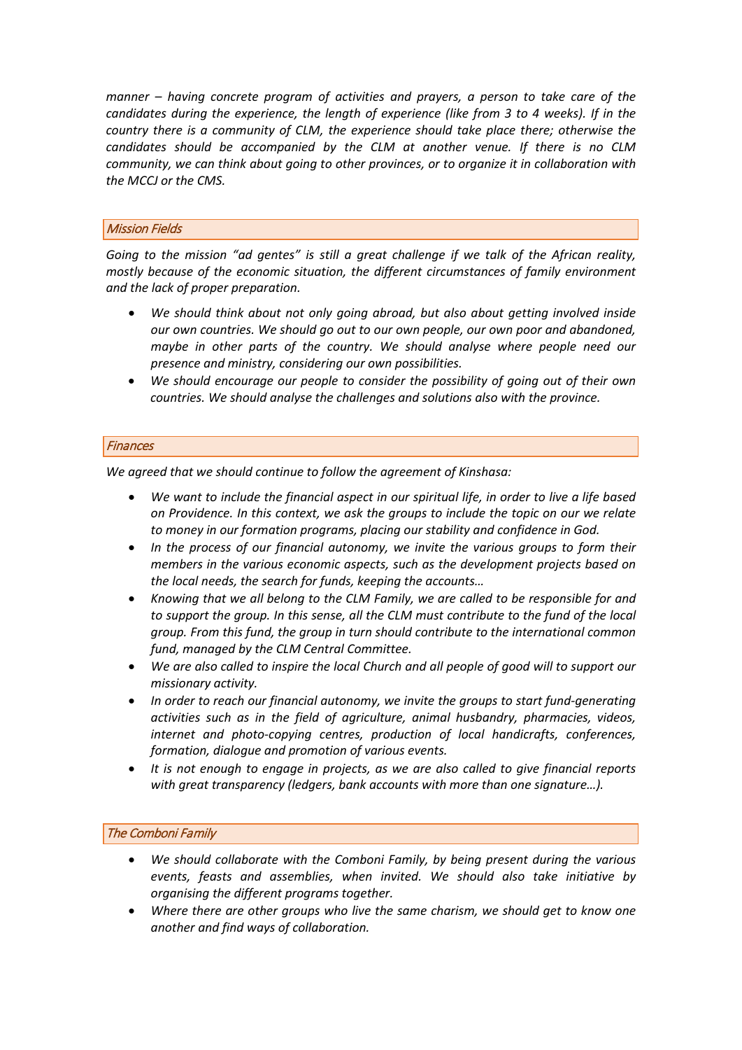*manner – having concrete program of activities and prayers, a person to take care of the candidates during the experience, the length of experience (like from 3 to 4 weeks). If in the country there is a community of CLM, the experience should take place there; otherwise the candidates should be accompanied by the CLM at another venue. If there is no CLM community, we can think about going to other provinces, or to organize it in collaboration with the MCCJ or the CMS.*

### *Mission Fields*

*Going to the mission "ad gentes" is still a great challenge if we talk of the African reality, mostly because of the economic situation, the different circumstances of family environment and the lack of proper preparation.*

- *We should think about not only going abroad, but also about getting involved inside our own countries. We should go out to our own people, our own poor and abandoned, maybe in other parts of the country. We should analyse where people need our presence and ministry, considering our own possibilities.*
- *We should encourage our people to consider the possibility of going out of their own countries. We should analyse the challenges and solutions also with the province.*

### *Finances*

*We agreed that we should continue to follow the agreement of Kinshasa:*

- *We want to include the financial aspect in our spiritual life, in order to live a life based on Providence. In this context, we ask the groups to include the topic on our we relate to money in our formation programs, placing our stability and confidence in God.*
- *In the process of our financial autonomy, we invite the various groups to form their members in the various economic aspects, such as the development projects based on the local needs, the search for funds, keeping the accounts…*
- *Knowing that we all belong to the CLM Family, we are called to be responsible for and to support the group. In this sense, all the CLM must contribute to the fund of the local group. From this fund, the group in turn should contribute to the international common fund, managed by the CLM Central Committee.*
- *We are also called to inspire the local Church and all people of good will to support our missionary activity.*
- *In order to reach our financial autonomy, we invite the groups to start fund-generating activities such as in the field of agriculture, animal husbandry, pharmacies, videos, internet and photo-copying centres, production of local handicrafts, conferences, formation, dialogue and promotion of various events.*
- *It is not enough to engage in projects, as we are also called to give financial reports with great transparency (ledgers, bank accounts with more than one signature…).*

### *The Comboni Family*

- *We should collaborate with the Comboni Family, by being present during the various events, feasts and assemblies, when invited. We should also take initiative by organising the different programs together.*
- *Where there are other groups who live the same charism, we should get to know one another and find ways of collaboration.*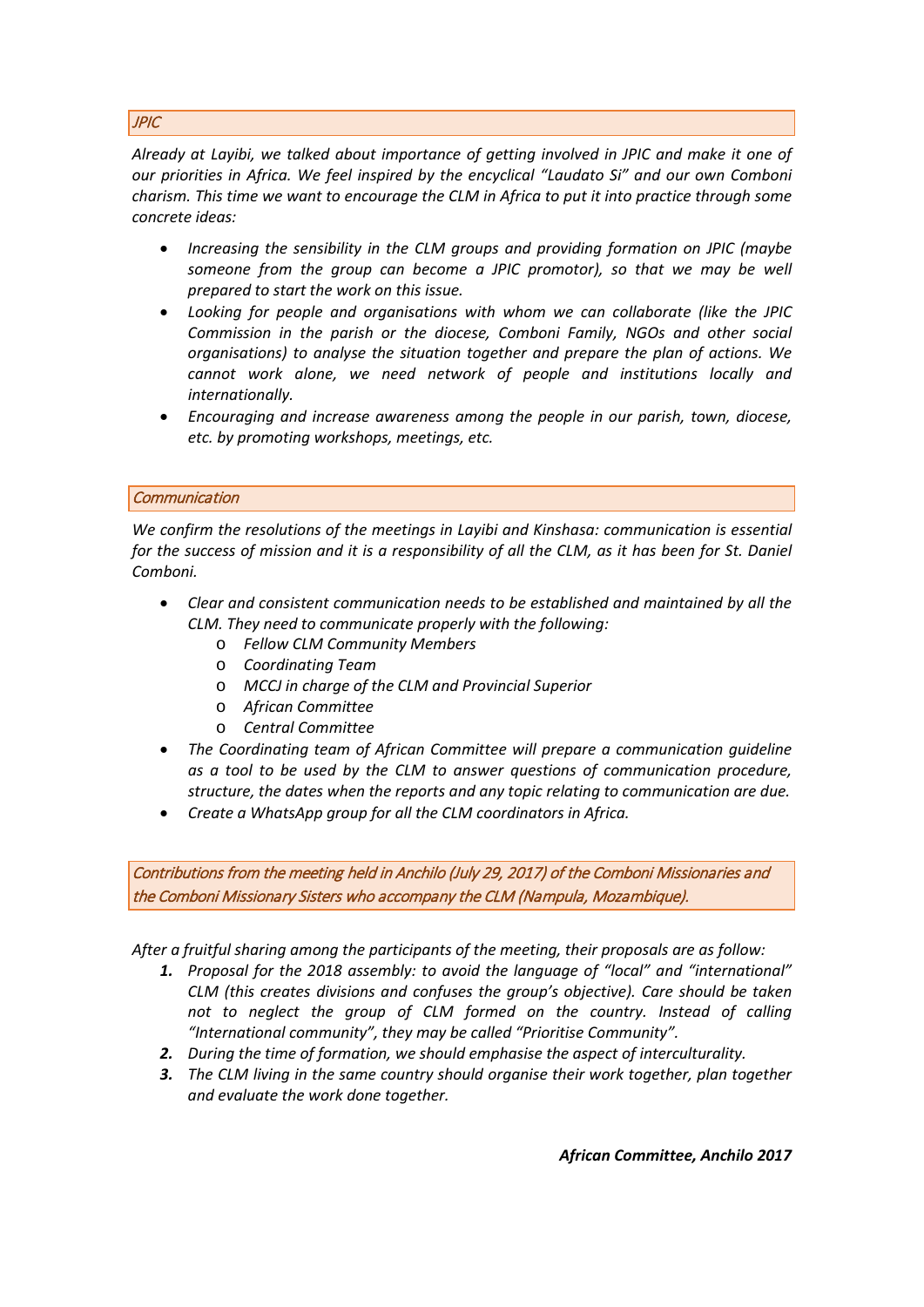## *JPIC*

*Already at Layibi, we talked about importance of getting involved in JPIC and make it one of our priorities in Africa. We feel inspired by the encyclical "Laudato Si" and our own Comboni charism. This time we want to encourage the CLM in Africa to put it into practice through some concrete ideas:*

- *Increasing the sensibility in the CLM groups and providing formation on JPIC (maybe someone from the group can become a JPIC promotor), so that we may be well prepared to start the work on this issue.*
- *Looking for people and organisations with whom we can collaborate (like the JPIC Commission in the parish or the diocese, Comboni Family, NGOs and other social organisations) to analyse the situation together and prepare the plan of actions. We cannot work alone, we need network of people and institutions locally and internationally.*
- *Encouraging and increase awareness among the people in our parish, town, diocese, etc. by promoting workshops, meetings, etc.*

## *Communication*

*We confirm the resolutions of the meetings in Layibi and Kinshasa: communication is essential for the success of mission and it is a responsibility of all the CLM, as it has been for St. Daniel Comboni.*

- *Clear and consistent communication needs to be established and maintained by all the CLM. They need to communicate properly with the following:*
  - *Fellow CLM Community Members*
  - *Coordinating Team*
  - *MCCJ in charge of the CLM and Provincial Superior*
  - *African Committee*
  - *Central Committee*
- *The Coordinating team of African Committee will prepare a communication guideline as a tool to be used by the CLM to answer questions of communication procedure, structure, the dates when the reports and any topic relating to communication are due.*
- *Create a WhatsApp group for all the CLM coordinators in Africa.*

## *Contributions from the meeting held in Anchilo (July 29, 2017) of the Comboni Missionaries and the Comboni Missionary Sisters who accompany the CLM (Nampula, Mozambique).*

*After a fruitful sharing among the participants of the meeting, their proposals are as follow:*

1. *Proposal for the 2018 assembly: to avoid the language of "local" and "international" CLM (this creates divisions and confuses the group's objective). Care should be taken not to neglect the group of CLM formed on the country. Instead of calling "International community", they may be called "Prioritise Community".*
2. *During the time of formation, we should emphasise the aspect of interculturality.*
3. *The CLM living in the same country should organise their work together, plan together and evaluate the work done together.*

***African Committee, Anchilo 2017***